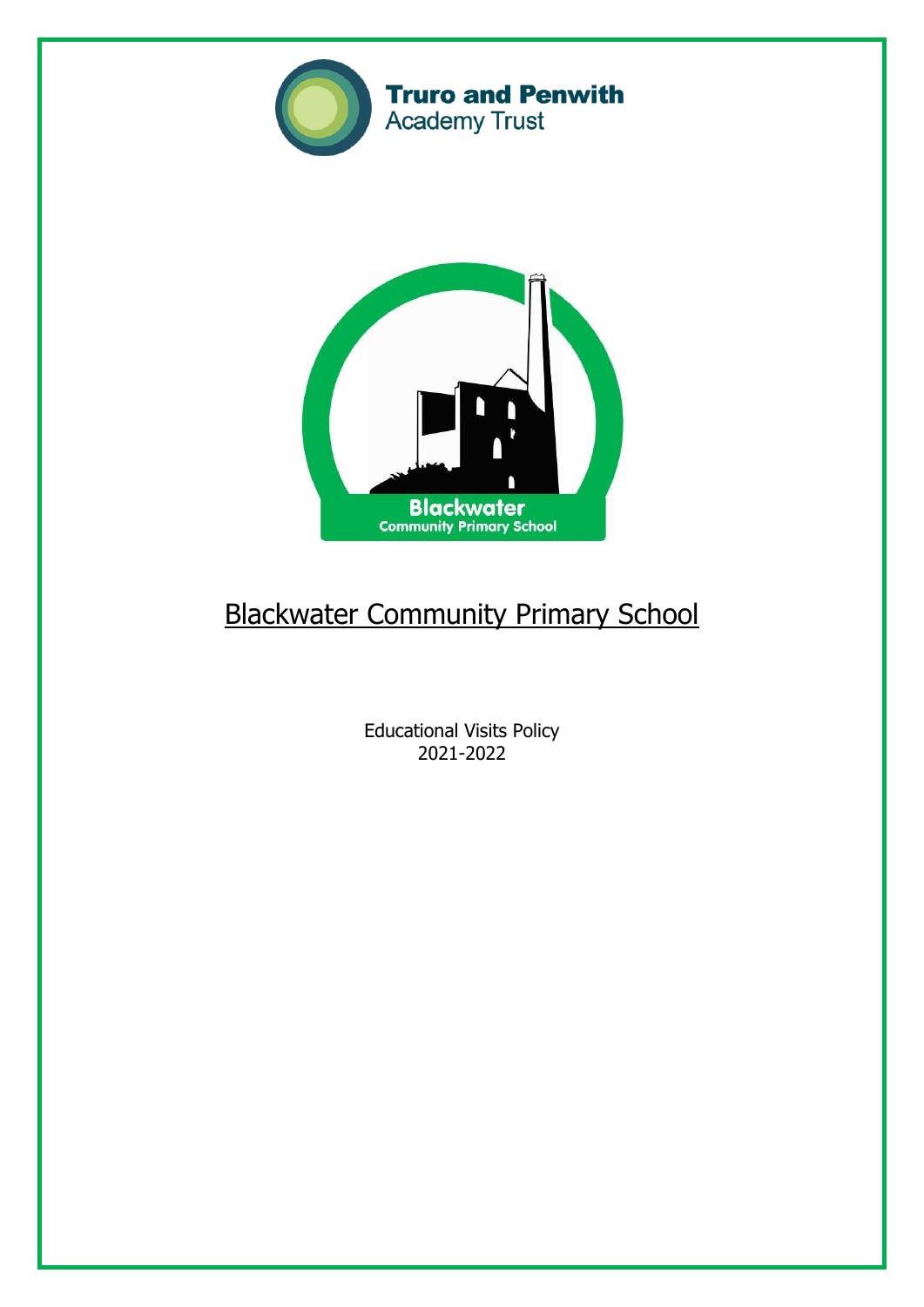Truro and Penwith Academy Trust

Blackwater Community Primary School

# Blackwater Community Primary School

Educational Visits Policy
2021-2022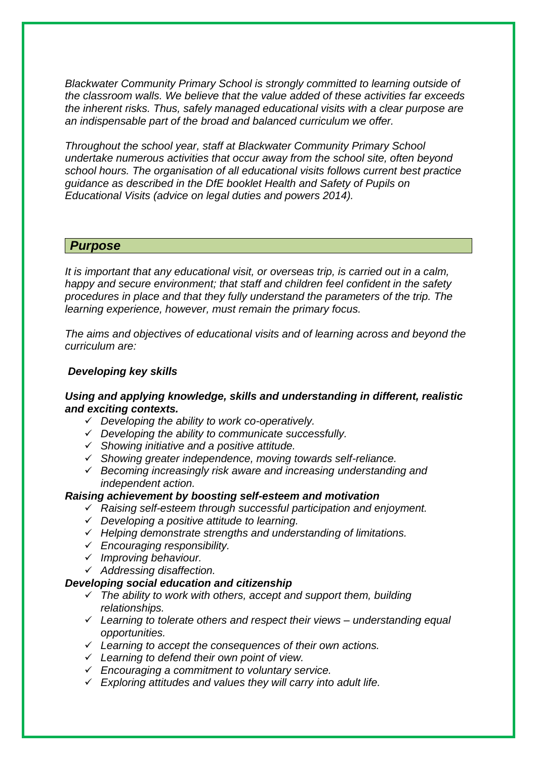*Blackwater Community Primary School is strongly committed to learning outside of the classroom walls. We believe that the value added of these activities far exceeds the inherent risks. Thus, safely managed educational visits with a clear purpose are an indispensable part of the broad and balanced curriculum we offer.*

*Throughout the school year, staff at Blackwater Community Primary School undertake numerous activities that occur away from the school site, often beyond school hours. The organisation of all educational visits follows current best practice guidance as described in the DfE booklet Health and Safety of Pupils on Educational Visits (advice on legal duties and powers 2014).*

## *Purpose*

*It is important that any educational visit, or overseas trip, is carried out in a calm, happy and secure environment; that staff and children feel confident in the safety procedures in place and that they fully understand the parameters of the trip. The learning experience, however, must remain the primary focus.*

*The aims and objectives of educational visits and of learning across and beyond the curriculum are:*

***Developing key skills***

***Using and applying knowledge, skills and understanding in different, realistic and exciting contexts.***

- ✓ *Developing the ability to work co-operatively.*
- ✓ *Developing the ability to communicate successfully.*
- ✓ *Showing initiative and a positive attitude.*
- ✓ *Showing greater independence, moving towards self-reliance.*
- ✓ *Becoming increasingly risk aware and increasing understanding and independent action.*

***Raising achievement by boosting self-esteem and motivation***

- ✓ *Raising self-esteem through successful participation and enjoyment.*
- ✓ *Developing a positive attitude to learning.*
- ✓ *Helping demonstrate strengths and understanding of limitations.*
- ✓ *Encouraging responsibility.*
- ✓ *Improving behaviour.*
- ✓ *Addressing disaffection.*

***Developing social education and citizenship***

- ✓ *The ability to work with others, accept and support them, building relationships.*
- ✓ *Learning to tolerate others and respect their views – understanding equal opportunities.*
- ✓ *Learning to accept the consequences of their own actions.*
- ✓ *Learning to defend their own point of view.*
- ✓ *Encouraging a commitment to voluntary service.*
- ✓ *Exploring attitudes and values they will carry into adult life.*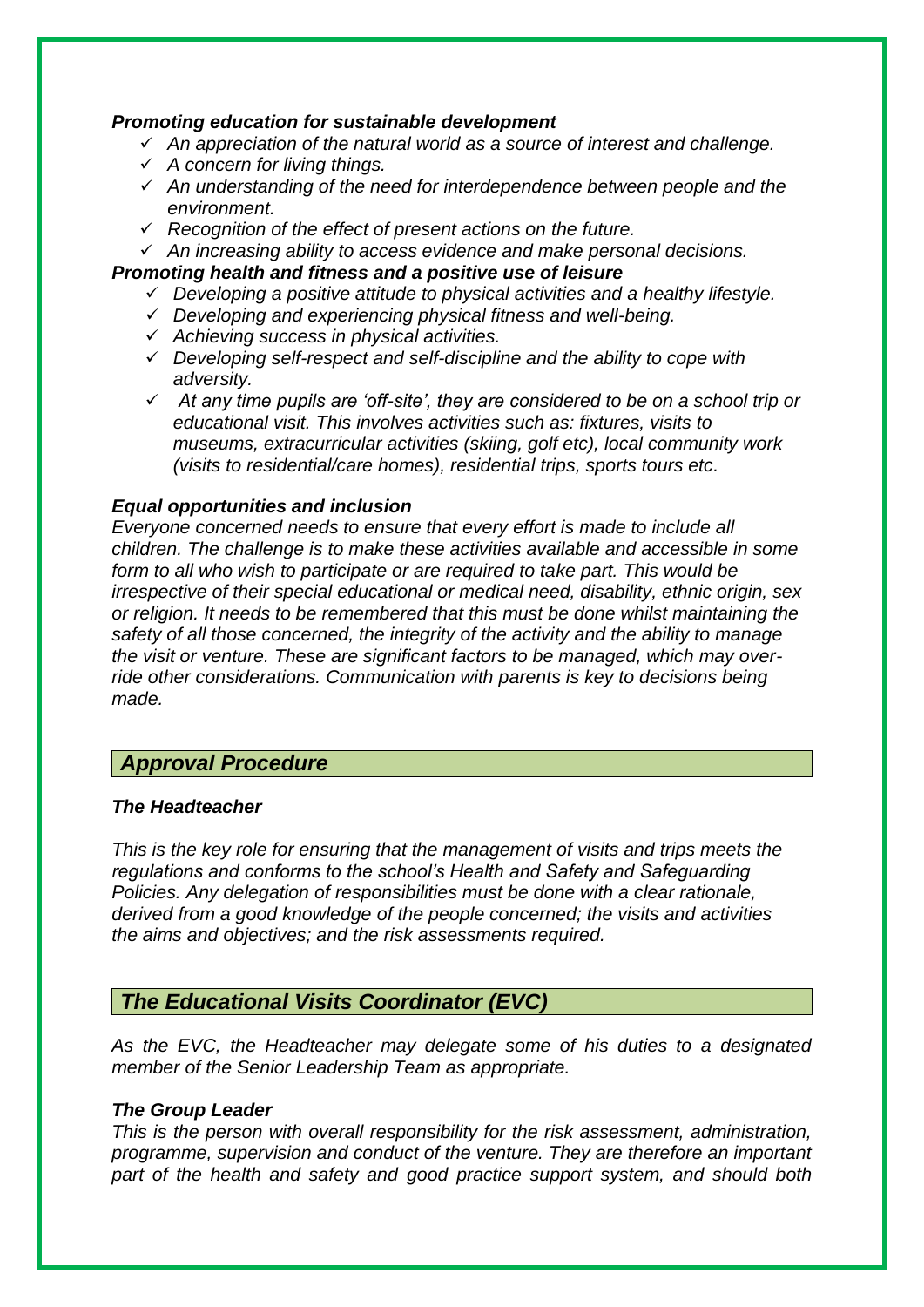***Promoting education for sustainable development***

- ✓ *An appreciation of the natural world as a source of interest and challenge.*
- ✓ *A concern for living things.*
- ✓ *An understanding of the need for interdependence between people and the environment.*
- ✓ *Recognition of the effect of present actions on the future.*
- ✓ *An increasing ability to access evidence and make personal decisions.*

***Promoting health and fitness and a positive use of leisure***

- ✓ *Developing a positive attitude to physical activities and a healthy lifestyle.*
- ✓ *Developing and experiencing physical fitness and well-being.*
- ✓ *Achieving success in physical activities.*
- ✓ *Developing self-respect and self-discipline and the ability to cope with adversity.*
- ✓ *At any time pupils are 'off-site', they are considered to be on a school trip or educational visit. This involves activities such as: fixtures, visits to museums, extracurricular activities (skiing, golf etc), local community work (visits to residential/care homes), residential trips, sports tours etc.*

***Equal opportunities and inclusion***

*Everyone concerned needs to ensure that every effort is made to include all children. The challenge is to make these activities available and accessible in some form to all who wish to participate or are required to take part. This would be irrespective of their special educational or medical need, disability, ethnic origin, sex or religion. It needs to be remembered that this must be done whilst maintaining the safety of all those concerned, the integrity of the activity and the ability to manage the visit or venture. These are significant factors to be managed, which may over-ride other considerations. Communication with parents is key to decisions being made.*

## *Approval Procedure*

***The Headteacher***

*This is the key role for ensuring that the management of visits and trips meets the regulations and conforms to the school's Health and Safety and Safeguarding Policies. Any delegation of responsibilities must be done with a clear rationale, derived from a good knowledge of the people concerned; the visits and activities the aims and objectives; and the risk assessments required.*

## *The Educational Visits Coordinator (EVC)*

*As the EVC, the Headteacher may delegate some of his duties to a designated member of the Senior Leadership Team as appropriate.*

***The Group Leader***

*This is the person with overall responsibility for the risk assessment, administration, programme, supervision and conduct of the venture. They are therefore an important part of the health and safety and good practice support system, and should both*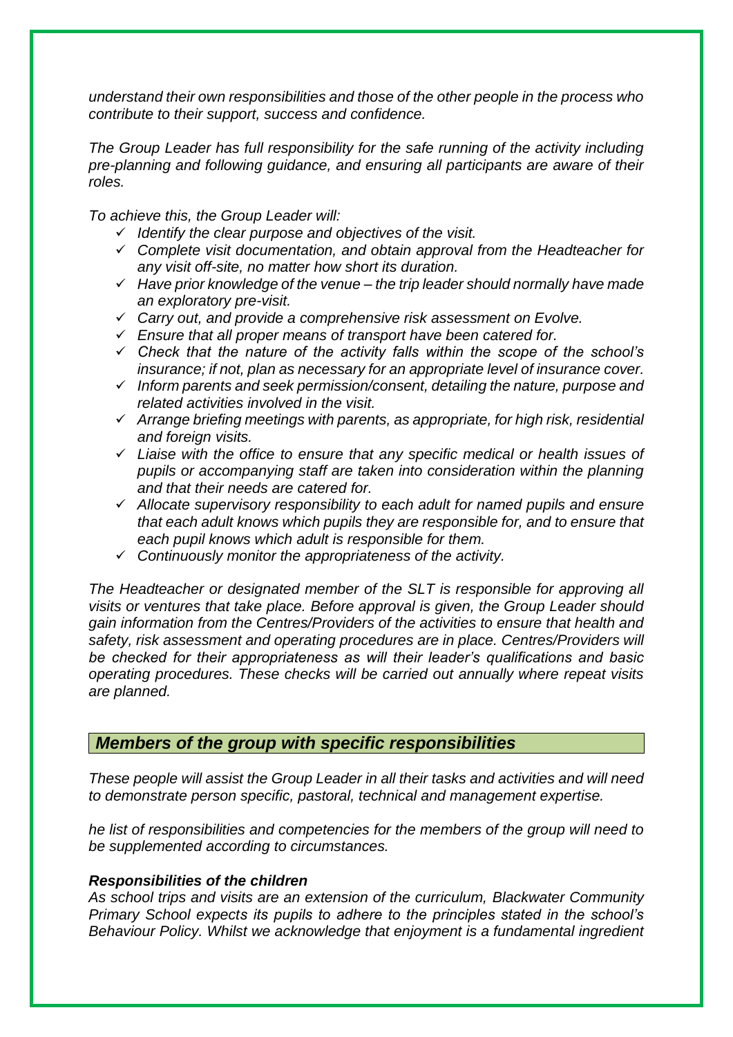*understand their own responsibilities and those of the other people in the process who contribute to their support, success and confidence.*

*The Group Leader has full responsibility for the safe running of the activity including pre-planning and following guidance, and ensuring all participants are aware of their roles.*

*To achieve this, the Group Leader will:*

- ✓ *Identify the clear purpose and objectives of the visit.*
- ✓ *Complete visit documentation, and obtain approval from the Headteacher for any visit off-site, no matter how short its duration.*
- ✓ *Have prior knowledge of the venue – the trip leader should normally have made an exploratory pre-visit.*
- ✓ *Carry out, and provide a comprehensive risk assessment on Evolve.*
- ✓ *Ensure that all proper means of transport have been catered for.*
- ✓ *Check that the nature of the activity falls within the scope of the school's insurance; if not, plan as necessary for an appropriate level of insurance cover.*
- ✓ *Inform parents and seek permission/consent, detailing the nature, purpose and related activities involved in the visit.*
- ✓ *Arrange briefing meetings with parents, as appropriate, for high risk, residential and foreign visits.*
- ✓ *Liaise with the office to ensure that any specific medical or health issues of pupils or accompanying staff are taken into consideration within the planning and that their needs are catered for.*
- ✓ *Allocate supervisory responsibility to each adult for named pupils and ensure that each adult knows which pupils they are responsible for, and to ensure that each pupil knows which adult is responsible for them.*
- ✓ *Continuously monitor the appropriateness of the activity.*

*The Headteacher or designated member of the SLT is responsible for approving all visits or ventures that take place. Before approval is given, the Group Leader should gain information from the Centres/Providers of the activities to ensure that health and safety, risk assessment and operating procedures are in place. Centres/Providers will be checked for their appropriateness as will their leader's qualifications and basic operating procedures. These checks will be carried out annually where repeat visits are planned.*

## *Members of the group with specific responsibilities*

*These people will assist the Group Leader in all their tasks and activities and will need to demonstrate person specific, pastoral, technical and management expertise.*

*he list of responsibilities and competencies for the members of the group will need to be supplemented according to circumstances.*

***Responsibilities of the children***

*As school trips and visits are an extension of the curriculum, Blackwater Community Primary School expects its pupils to adhere to the principles stated in the school's Behaviour Policy. Whilst we acknowledge that enjoyment is a fundamental ingredient*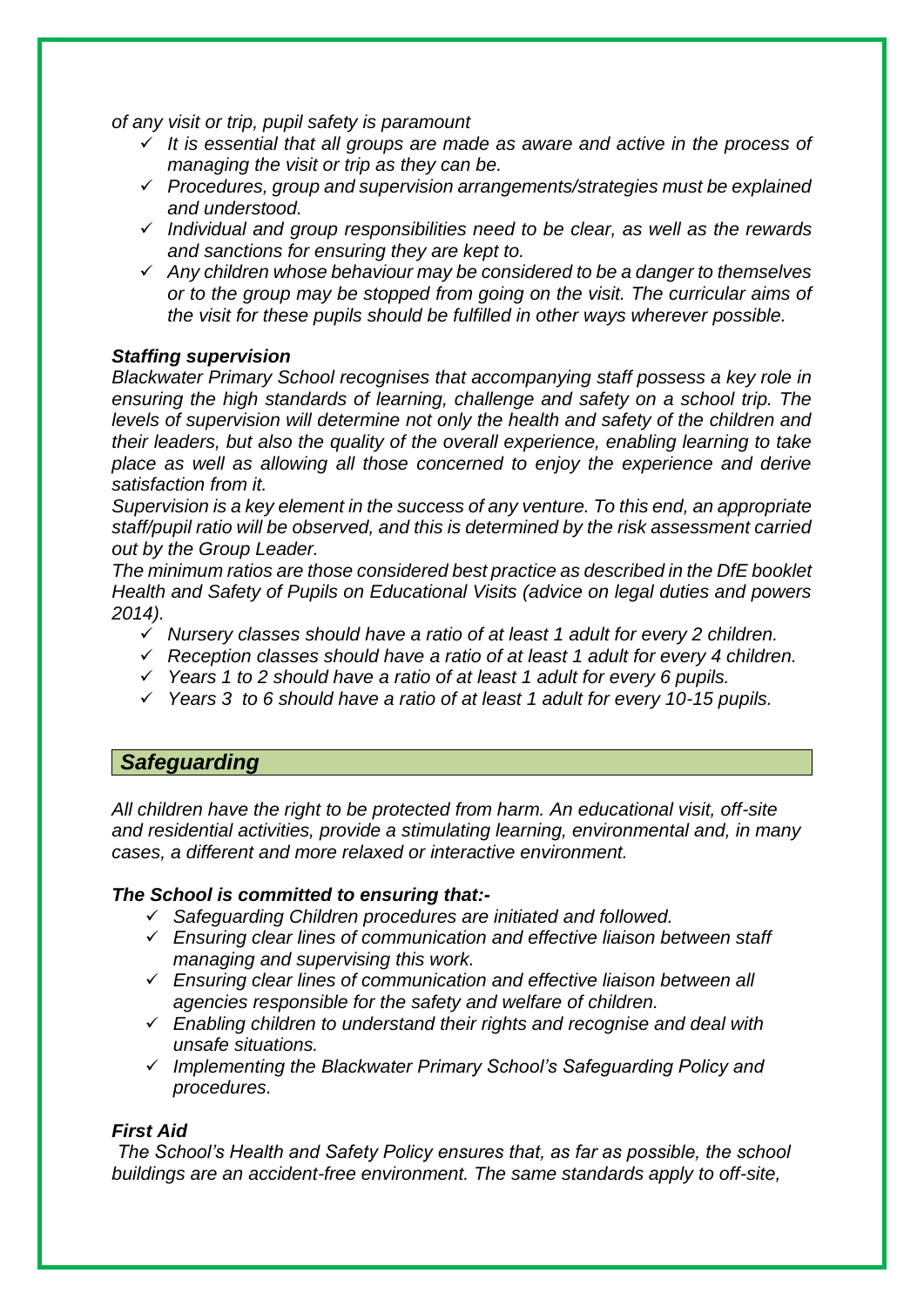*of any visit or trip, pupil safety is paramount*

- ✓ *It is essential that all groups are made as aware and active in the process of managing the visit or trip as they can be.*
- ✓ *Procedures, group and supervision arrangements/strategies must be explained and understood.*
- ✓ *Individual and group responsibilities need to be clear, as well as the rewards and sanctions for ensuring they are kept to.*
- ✓ *Any children whose behaviour may be considered to be a danger to themselves or to the group may be stopped from going on the visit. The curricular aims of the visit for these pupils should be fulfilled in other ways wherever possible.*

***Staffing supervision***

*Blackwater Primary School recognises that accompanying staff possess a key role in ensuring the high standards of learning, challenge and safety on a school trip. The levels of supervision will determine not only the health and safety of the children and their leaders, but also the quality of the overall experience, enabling learning to take place as well as allowing all those concerned to enjoy the experience and derive satisfaction from it.*

*Supervision is a key element in the success of any venture. To this end, an appropriate staff/pupil ratio will be observed, and this is determined by the risk assessment carried out by the Group Leader.*

*The minimum ratios are those considered best practice as described in the DfE booklet Health and Safety of Pupils on Educational Visits (advice on legal duties and powers 2014).*

- ✓ *Nursery classes should have a ratio of at least 1 adult for every 2 children.*
- ✓ *Reception classes should have a ratio of at least 1 adult for every 4 children.*
- ✓ *Years 1 to 2 should have a ratio of at least 1 adult for every 6 pupils.*
- ✓ *Years 3 to 6 should have a ratio of at least 1 adult for every 10-15 pupils.*

## *Safeguarding*

*All children have the right to be protected from harm. An educational visit, off-site and residential activities, provide a stimulating learning, environmental and, in many cases, a different and more relaxed or interactive environment.*

***The School is committed to ensuring that:-***

- ✓ *Safeguarding Children procedures are initiated and followed.*
- ✓ *Ensuring clear lines of communication and effective liaison between staff managing and supervising this work.*
- ✓ *Ensuring clear lines of communication and effective liaison between all agencies responsible for the safety and welfare of children.*
- ✓ *Enabling children to understand their rights and recognise and deal with unsafe situations.*
- ✓ *Implementing the Blackwater Primary School's Safeguarding Policy and procedures.*

***First Aid***

*The School's Health and Safety Policy ensures that, as far as possible, the school buildings are an accident-free environment. The same standards apply to off-site,*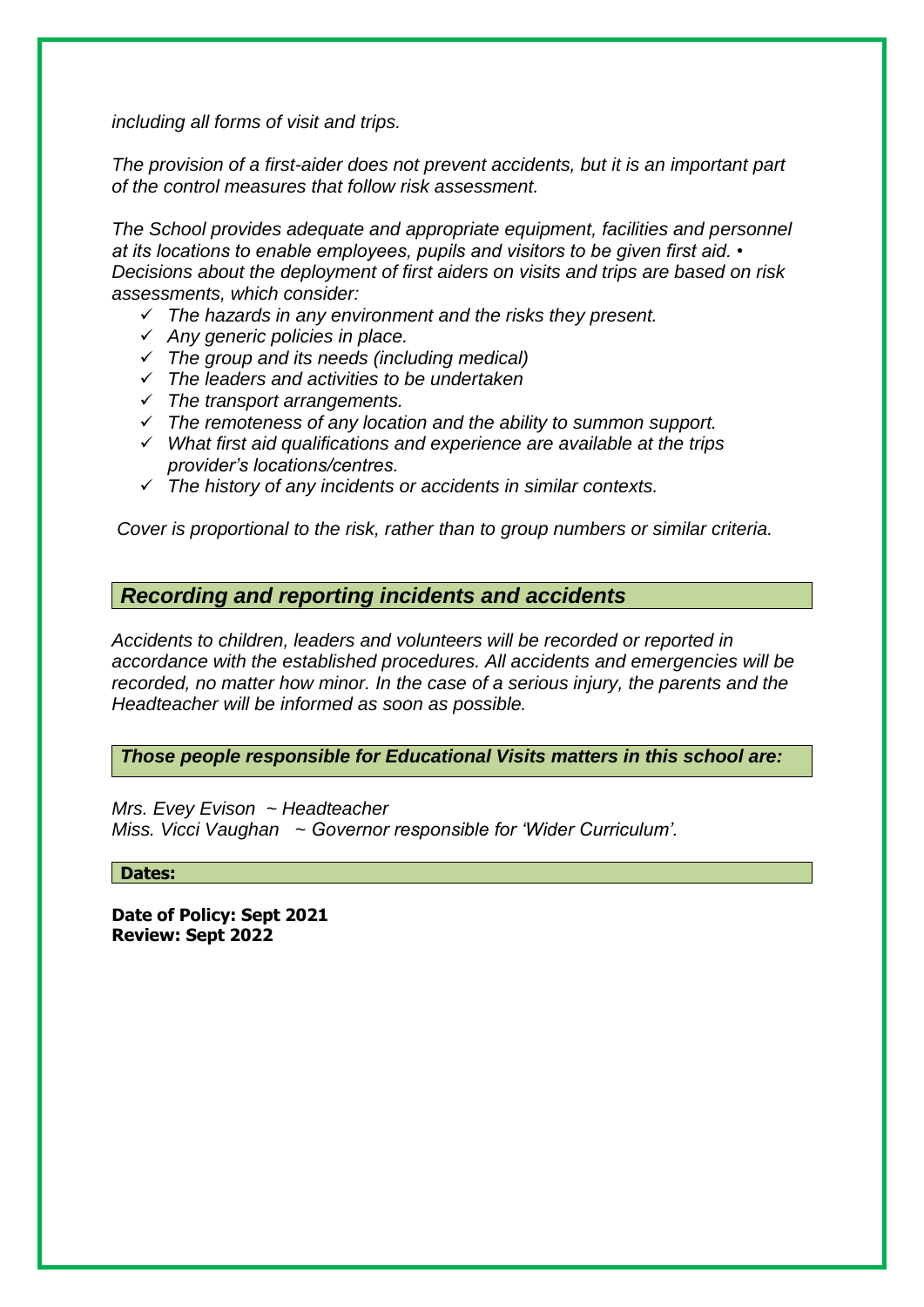*including all forms of visit and trips.*

*The provision of a first-aider does not prevent accidents, but it is an important part of the control measures that follow risk assessment.*

*The School provides adequate and appropriate equipment, facilities and personnel at its locations to enable employees, pupils and visitors to be given first aid. • Decisions about the deployment of first aiders on visits and trips are based on risk assessments, which consider:*

- ✓ *The hazards in any environment and the risks they present.*
- ✓ *Any generic policies in place.*
- ✓ *The group and its needs (including medical)*
- ✓ *The leaders and activities to be undertaken*
- ✓ *The transport arrangements.*
- ✓ *The remoteness of any location and the ability to summon support.*
- ✓ *What first aid qualifications and experience are available at the trips provider's locations/centres.*
- ✓ *The history of any incidents or accidents in similar contexts.*

*Cover is proportional to the risk, rather than to group numbers or similar criteria.*

## *Recording and reporting incidents and accidents*

*Accidents to children, leaders and volunteers will be recorded or reported in accordance with the established procedures. All accidents and emergencies will be recorded, no matter how minor. In the case of a serious injury, the parents and the Headteacher will be informed as soon as possible.*

### *Those people responsible for Educational Visits matters in this school are:*

*Mrs. Evey Evison ~ Headteacher*
*Miss. Vicci Vaughan ~ Governor responsible for 'Wider Curriculum'.*

### Dates:

**Date of Policy: Sept 2021**
**Review: Sept 2022**